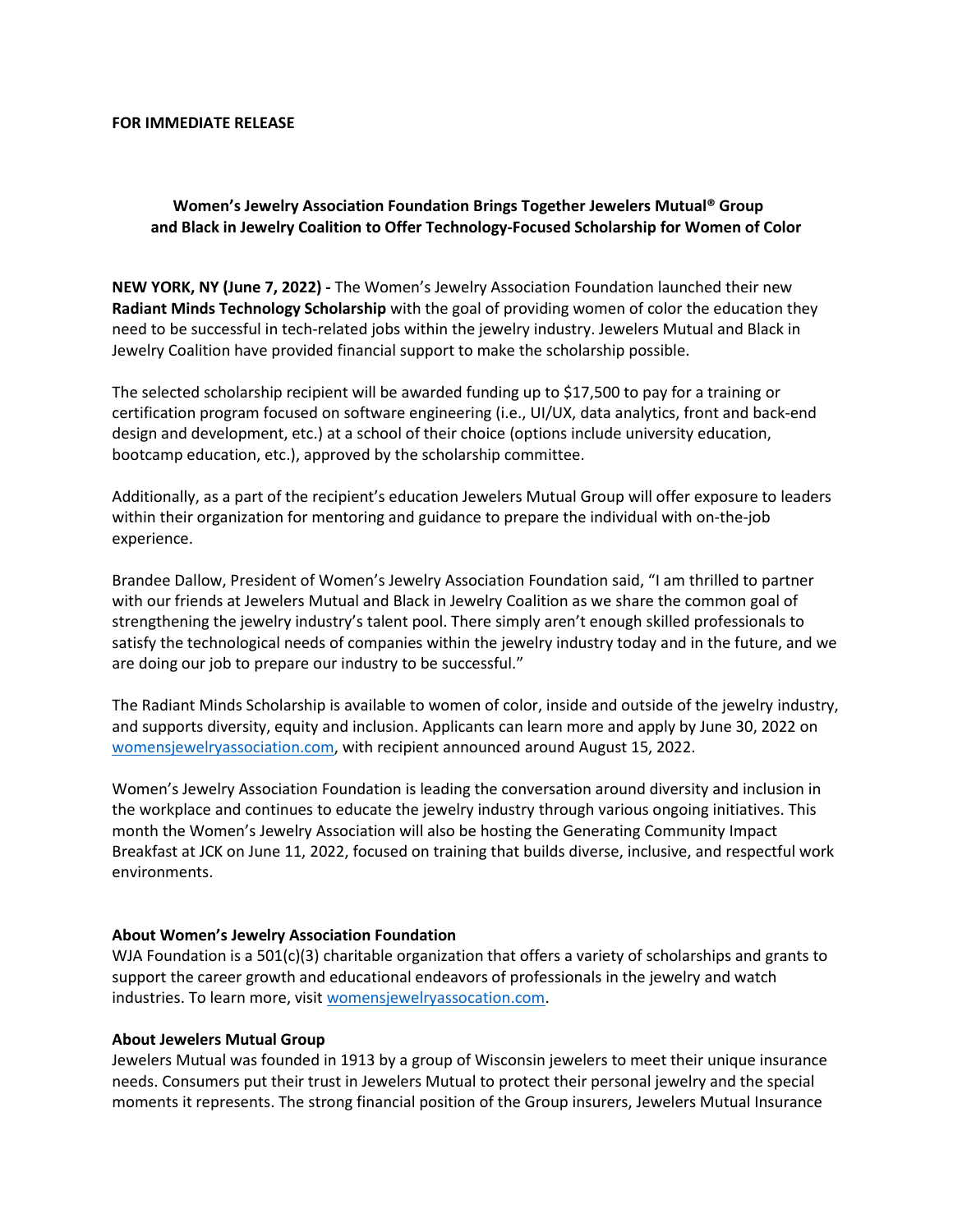**FOR IMMEDIATE RELEASE**

## Women's Jewelry Association Foundation Brings Together Jewelers Mutual® Group and Black in Jewelry Coalition to Offer Technology-Focused Scholarship for Women of Color

**NEW YORK, NY (June 7, 2022) -** The Women's Jewelry Association Foundation launched their new **Radiant Minds Technology Scholarship** with the goal of providing women of color the education they need to be successful in tech-related jobs within the jewelry industry. Jewelers Mutual and Black in Jewelry Coalition have provided financial support to make the scholarship possible.

The selected scholarship recipient will be awarded funding up to $17,500 to pay for a training or certification program focused on software engineering (i.e., UI/UX, data analytics, front and back-end design and development, etc.) at a school of their choice (options include university education, bootcamp education, etc.), approved by the scholarship committee.

Additionally, as a part of the recipient's education Jewelers Mutual Group will offer exposure to leaders within their organization for mentoring and guidance to prepare the individual with on-the-job experience.

Brandee Dallow, President of Women's Jewelry Association Foundation said, "I am thrilled to partner with our friends at Jewelers Mutual and Black in Jewelry Coalition as we share the common goal of strengthening the jewelry industry's talent pool. There simply aren't enough skilled professionals to satisfy the technological needs of companies within the jewelry industry today and in the future, and we are doing our job to prepare our industry to be successful."

The Radiant Minds Scholarship is available to women of color, inside and outside of the jewelry industry, and supports diversity, equity and inclusion. Applicants can learn more and apply by June 30, 2022 on [womensjewelryassociation.com](womensjewelryassociation.com), with recipient announced around August 15, 2022.

Women's Jewelry Association Foundation is leading the conversation around diversity and inclusion in the workplace and continues to educate the jewelry industry through various ongoing initiatives. This month the Women's Jewelry Association will also be hosting the Generating Community Impact Breakfast at JCK on June 11, 2022, focused on training that builds diverse, inclusive, and respectful work environments.

### About Women's Jewelry Association Foundation

WJA Foundation is a 501(c)(3) charitable organization that offers a variety of scholarships and grants to support the career growth and educational endeavors of professionals in the jewelry and watch industries. To learn more, visit [womensjewelryassocation.com](womensjewelryassocation.com).

### About Jewelers Mutual Group

Jewelers Mutual was founded in 1913 by a group of Wisconsin jewelers to meet their unique insurance needs. Consumers put their trust in Jewelers Mutual to protect their personal jewelry and the special moments it represents. The strong financial position of the Group insurers, Jewelers Mutual Insurance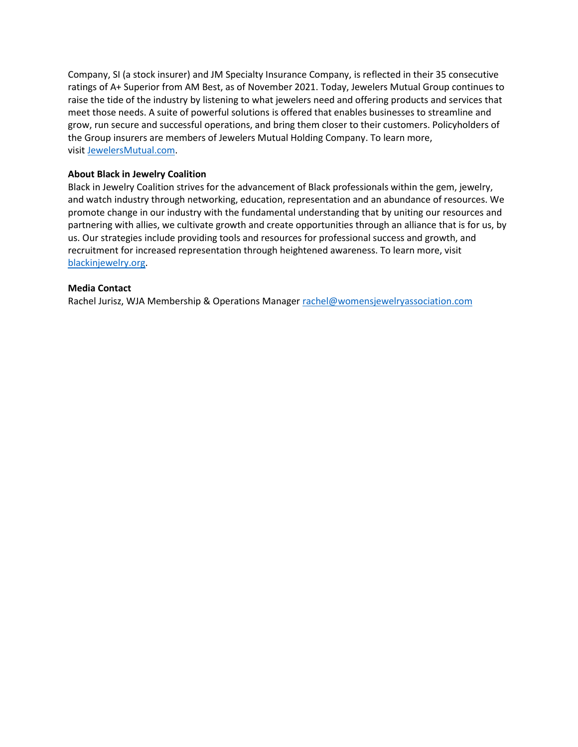Company, SI (a stock insurer) and JM Specialty Insurance Company, is reflected in their 35 consecutive ratings of A+ Superior from AM Best, as of November 2021. Today, Jewelers Mutual Group continues to raise the tide of the industry by listening to what jewelers need and offering products and services that meet those needs. A suite of powerful solutions is offered that enables businesses to streamline and grow, run secure and successful operations, and bring them closer to their customers. Policyholders of the Group insurers are members of Jewelers Mutual Holding Company. To learn more, visit [JewelersMutual.com](JewelersMutual.com).

**About Black in Jewelry Coalition**

Black in Jewelry Coalition strives for the advancement of Black professionals within the gem, jewelry, and watch industry through networking, education, representation and an abundance of resources. We promote change in our industry with the fundamental understanding that by uniting our resources and partnering with allies, we cultivate growth and create opportunities through an alliance that is for us, by us. Our strategies include providing tools and resources for professional success and growth, and recruitment for increased representation through heightened awareness. To learn more, visit [blackinjewelry.org](blackinjewelry.org).

**Media Contact**

Rachel Jurisz, WJA Membership & Operations Manager rachel@womensjewelryassociation.com